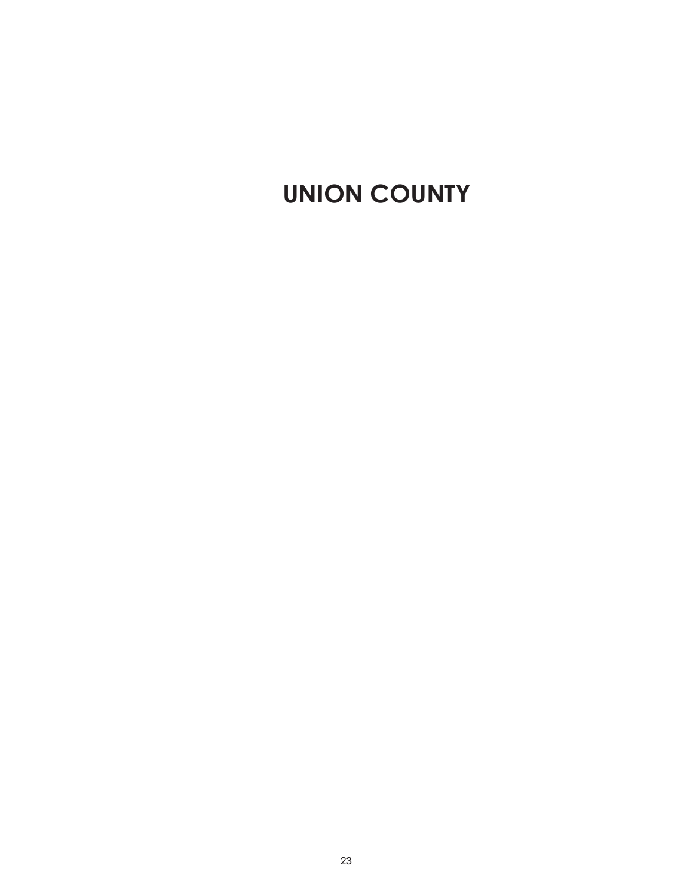# UNION COUNTY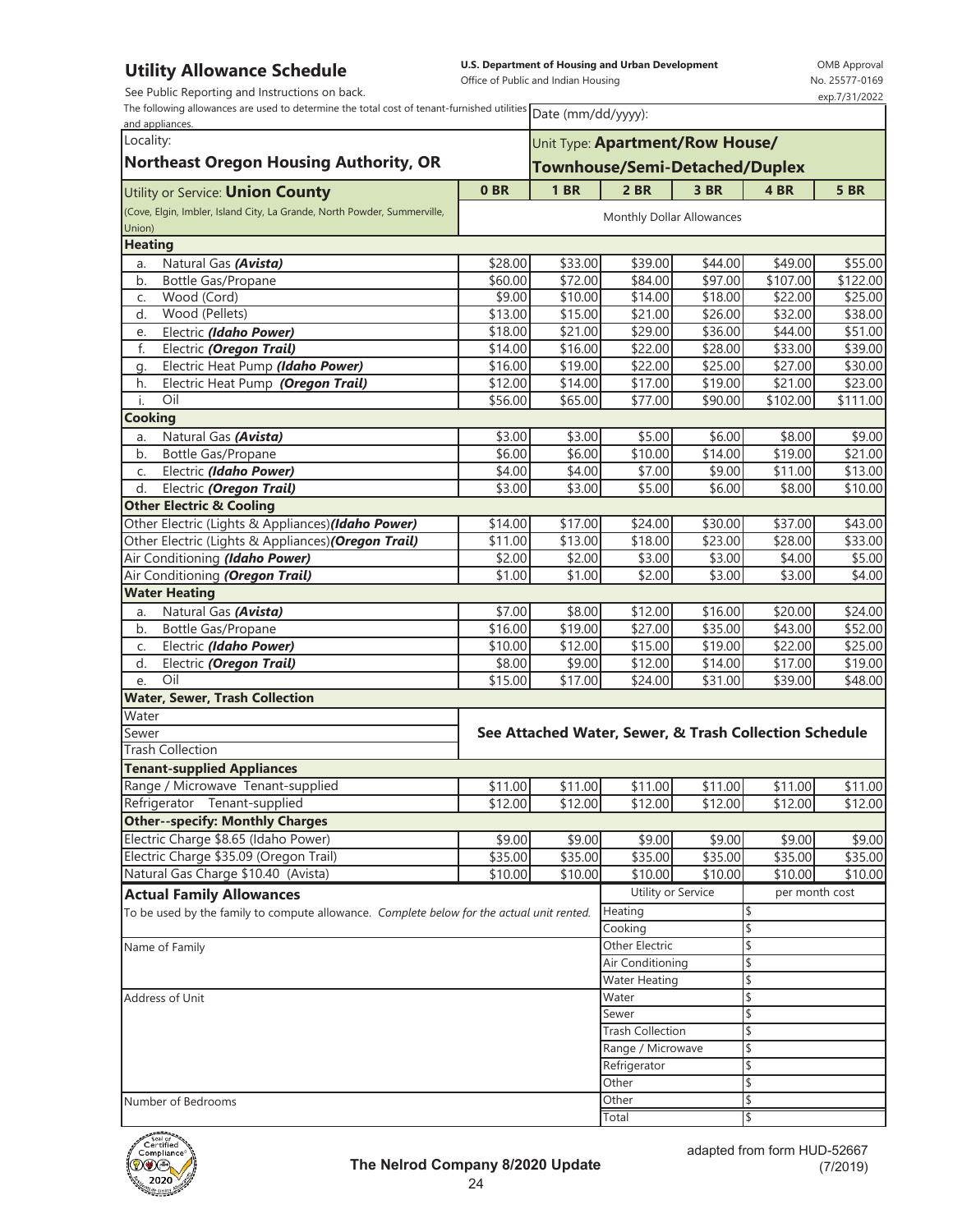# Utility Allowance Schedule

See Public Reporting and Instructions on back.

**U.S. Department of Housing and Urban Development**
Office of Public and Indian Housing

OMB Approval No. 25577-0169
exp.7/31/2022

The following allowances are used to determine the total cost of tenant-furnished utilities and appliances.

Date (mm/dd/yyyy):

Locality: **Northeast Oregon Housing Authority, OR**

Unit Type: **Apartment/Row House/ Townhouse/Semi-Detached/Duplex**

| Utility or Service: **Union County** (Cove, Elgin, Imbler, Island City, La Grande, North Powder, Summerville, Union) | 0 BR | 1 BR | 2 BR | 3 BR | 4 BR | 5 BR |
|---|---|---|---|---|---|---|
| | Monthly Dollar Allowances | | | | | |
| **Heating** | | | | | | |
| a. Natural Gas ***(Avista)*** | $28.00 | $33.00 | $39.00 | $44.00 | $49.00 | $55.00 |
| b. Bottle Gas/Propane | $60.00 | $72.00 | $84.00 | $97.00 | $107.00 | $122.00 |
| c. Wood (Cord) | $9.00 | $10.00 | $14.00 | $18.00 | $22.00 | $25.00 |
| d. Wood (Pellets) | $13.00 | $15.00 | $21.00 | $26.00 | $32.00 | $38.00 |
| e. Electric ***(Idaho Power)*** | $18.00 | $21.00 | $29.00 | $36.00 | $44.00 | $51.00 |
| f. Electric ***(Oregon Trail)*** | $14.00 | $16.00 | $22.00 | $28.00 | $33.00 | $39.00 |
| g. Electric Heat Pump ***(Idaho Power)*** | $16.00 | $19.00 | $22.00 | $25.00 | $27.00 | $30.00 |
| h. Electric Heat Pump ***(Oregon Trail)*** | $12.00 | $14.00 | $17.00 | $19.00 | $21.00 | $23.00 |
| i. Oil | $56.00 | $65.00 | $77.00 | $90.00 | $102.00 | $111.00 |
| **Cooking** | | | | | | |
| a. Natural Gas ***(Avista)*** | $3.00 | $3.00 | $5.00 | $6.00 | $8.00 | $9.00 |
| b. Bottle Gas/Propane | $6.00 | $6.00 | $10.00 | $14.00 | $19.00 | $21.00 |
| c. Electric ***(Idaho Power)*** | $4.00 | $4.00 | $7.00 | $9.00 | $11.00 | $13.00 |
| d. Electric ***(Oregon Trail)*** | $3.00 | $3.00 | $5.00 | $6.00 | $8.00 | $10.00 |
| **Other Electric & Cooling** | | | | | | |
| Other Electric (Lights & Appliances) ***(Idaho Power)*** | $14.00 | $17.00 | $24.00 | $30.00 | $37.00 | $43.00 |
| Other Electric (Lights & Appliances) ***(Oregon Trail)*** | $11.00 | $13.00 | $18.00 | $23.00 | $28.00 | $33.00 |
| Air Conditioning ***(Idaho Power)*** | $2.00 | $2.00 | $3.00 | $3.00 | $4.00 | $5.00 |
| Air Conditioning ***(Oregon Trail)*** | $1.00 | $1.00 | $2.00 | $3.00 | $3.00 | $4.00 |
| **Water Heating** | | | | | | |
| a. Natural Gas ***(Avista)*** | $7.00 | $8.00 | $12.00 | $16.00 | $20.00 | $24.00 |
| b. Bottle Gas/Propane | $16.00 | $19.00 | $27.00 | $35.00 | $43.00 | $52.00 |
| c. Electric ***(Idaho Power)*** | $10.00 | $12.00 | $15.00 | $19.00 | $22.00 | $25.00 |
| d. Electric ***(Oregon Trail)*** | $8.00 | $9.00 | $12.00 | $14.00 | $17.00 | $19.00 |
| e. Oil | $15.00 | $17.00 | $24.00 | $31.00 | $39.00 | $48.00 |
| **Water, Sewer, Trash Collection** | | | | | | |
| Water | **See Attached Water, Sewer, & Trash Collection Schedule** | | | | | |
| Sewer | | | | | | |
| Trash Collection | | | | | | |
| **Tenant-supplied Appliances** | | | | | | |
| Range / Microwave Tenant-supplied | $11.00 | $11.00 | $11.00 | $11.00 | $11.00 | $11.00 |
| Refrigerator Tenant-supplied | $12.00 | $12.00 | $12.00 | $12.00 | $12.00 | $12.00 |
| **Other--specify: Monthly Charges** | | | | | | |
| Electric Charge $8.65 (Idaho Power) | $9.00 | $9.00 | $9.00 | $9.00 | $9.00 | $9.00 |
| Electric Charge $35.09 (Oregon Trail) | $35.00 | $35.00 | $35.00 | $35.00 | $35.00 | $35.00 |
| Natural Gas Charge $10.40 (Avista) | $10.00 | $10.00 | $10.00 | $10.00 | $10.00 | $10.00 |

**Actual Family Allowances**

To be used by the family to compute allowance. *Complete below for the actual unit rented.*

Name of Family

Address of Unit

Number of Bedrooms

| Utility or Service | per month cost |
|---|---|
| Heating | $ |
| Cooking | $ |
| Other Electric | $ |
| Air Conditioning | $ |
| Water Heating | $ |
| Water | $ |
| Sewer | $ |
| Trash Collection | $ |
| Range / Microwave | $ |
| Refrigerator | $ |
| Other | $ |
| Other | $ |
| Total | $ |

**The Nelrod Company 8/2020 Update**

adapted from form HUD-52667 (7/2019)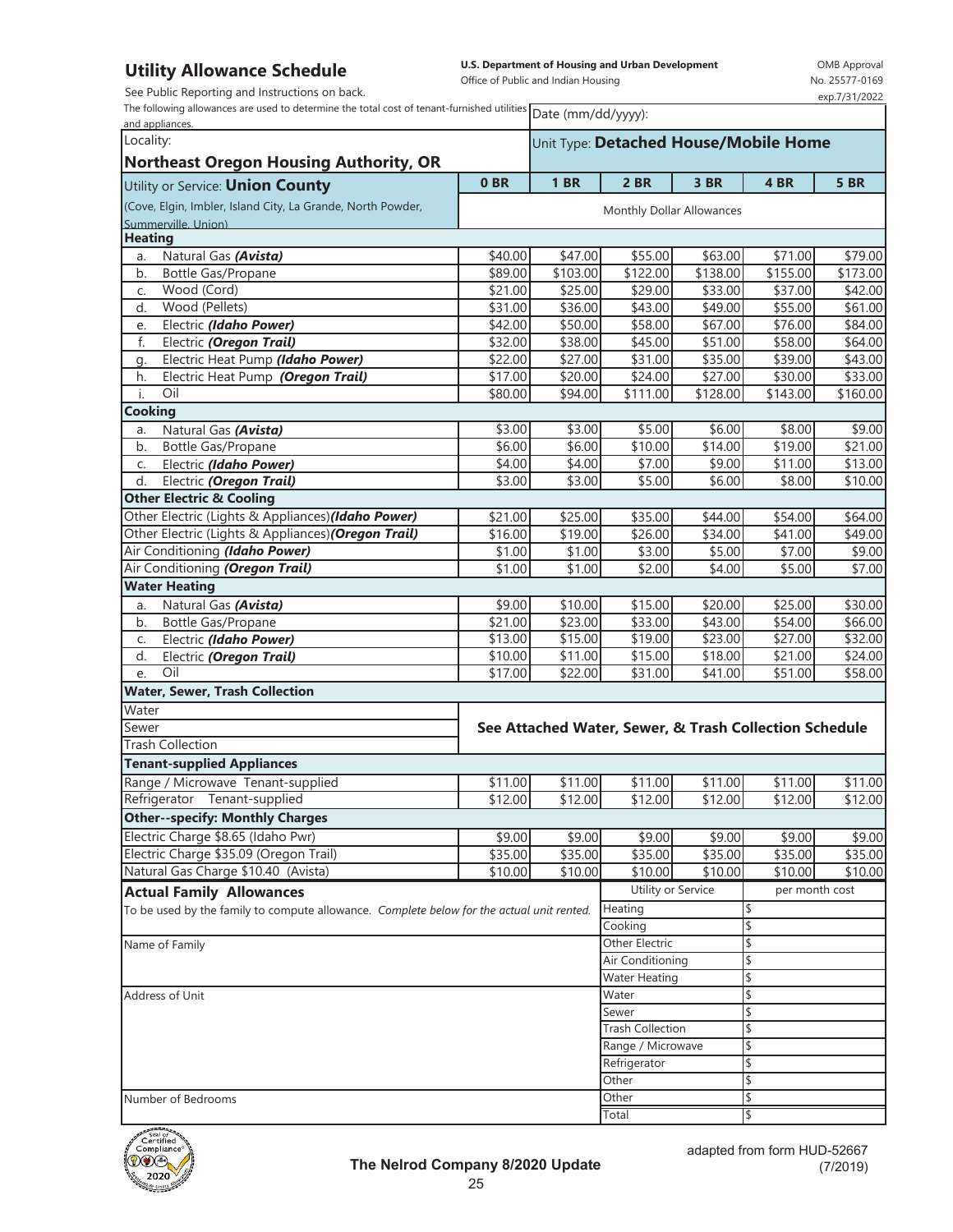# Utility Allowance Schedule

**U.S. Department of Housing and Urban Development**
Office of Public and Indian Housing

OMB Approval No. 25577-0169 exp.7/31/2022

See Public Reporting and Instructions on back.

The following allowances are used to determine the total cost of tenant-furnished utilities and appliances.

Date (mm/dd/yyyy):

Locality: **Northeast Oregon Housing Authority, OR**

Unit Type: **Detached House/Mobile Home**

| Utility or Service: **Union County** (Cove, Elgin, Imbler, Island City, La Grande, North Powder, Summerville, Union) | **0 BR** | **1 BR** | **2 BR** | **3 BR** | **4 BR** | **5 BR** |
|---|---|---|---|---|---|---|
| | Monthly Dollar Allowances | | | | | |
| **Heating** | | | | | | |
| a. Natural Gas ***(Avista)*** | $40.00 | $47.00 | $55.00 | $63.00 | $71.00 | $79.00 |
| b. Bottle Gas/Propane | $89.00 | $103.00 | $122.00 | $138.00 | $155.00 | $173.00 |
| c. Wood (Cord) | $21.00 | $25.00 | $29.00 | $33.00 | $37.00 | $42.00 |
| d. Wood (Pellets) | $31.00 | $36.00 | $43.00 | $49.00 | $55.00 | $61.00 |
| e. Electric ***(Idaho Power)*** | $42.00 | $50.00 | $58.00 | $67.00 | $76.00 | $84.00 |
| f. Electric ***(Oregon Trail)*** | $32.00 | $38.00 | $45.00 | $51.00 | $58.00 | $64.00 |
| g. Electric Heat Pump ***(Idaho Power)*** | $22.00 | $27.00 | $31.00 | $35.00 | $39.00 | $43.00 |
| h. Electric Heat Pump ***(Oregon Trail)*** | $17.00 | $20.00 | $24.00 | $27.00 | $30.00 | $33.00 |
| i. Oil | $80.00 | $94.00 | $111.00 | $128.00 | $143.00 | $160.00 |
| **Cooking** | | | | | | |
| a. Natural Gas ***(Avista)*** | $3.00 | $3.00 | $5.00 | $6.00 | $8.00 | $9.00 |
| b. Bottle Gas/Propane | $6.00 | $6.00 | $10.00 | $14.00 | $19.00 | $21.00 |
| c. Electric ***(Idaho Power)*** | $4.00 | $4.00 | $7.00 | $9.00 | $11.00 | $13.00 |
| d. Electric ***(Oregon Trail)*** | $3.00 | $3.00 | $5.00 | $6.00 | $8.00 | $10.00 |
| **Other Electric & Cooling** | | | | | | |
| Other Electric (Lights & Appliances)***(Idaho Power)*** | $21.00 | $25.00 | $35.00 | $44.00 | $54.00 | $64.00 |
| Other Electric (Lights & Appliances)***(Oregon Trail)*** | $16.00 | $19.00 | $26.00 | $34.00 | $41.00 | $49.00 |
| Air Conditioning ***(Idaho Power)*** | $1.00 | $1.00 | $3.00 | $5.00 | $7.00 | $9.00 |
| Air Conditioning ***(Oregon Trail)*** | $1.00 | $1.00 | $2.00 | $4.00 | $5.00 | $7.00 |
| **Water Heating** | | | | | | |
| a. Natural Gas ***(Avista)*** | $9.00 | $10.00 | $15.00 | $20.00 | $25.00 | $30.00 |
| b. Bottle Gas/Propane | $21.00 | $23.00 | $33.00 | $43.00 | $54.00 | $66.00 |
| c. Electric ***(Idaho Power)*** | $13.00 | $15.00 | $19.00 | $23.00 | $27.00 | $32.00 |
| d. Electric ***(Oregon Trail)*** | $10.00 | $11.00 | $15.00 | $18.00 | $21.00 | $24.00 |
| e. Oil | $17.00 | $22.00 | $31.00 | $41.00 | $51.00 | $58.00 |
| **Water, Sewer, Trash Collection** | | | | | | |
| Water | **See Attached Water, Sewer, & Trash Collection Schedule** | | | | | |
| Sewer | | | | | | |
| Trash Collection | | | | | | |
| **Tenant-supplied Appliances** | | | | | | |
| Range / Microwave Tenant-supplied | $11.00 | $11.00 | $11.00 | $11.00 | $11.00 | $11.00 |
| Refrigerator Tenant-supplied | $12.00 | $12.00 | $12.00 | $12.00 | $12.00 | $12.00 |
| **Other--specify: Monthly Charges** | | | | | | |
| Electric Charge $8.65 (Idaho Pwr) | $9.00 | $9.00 | $9.00 | $9.00 | $9.00 | $9.00 |
| Electric Charge $35.09 (Oregon Trail) | $35.00 | $35.00 | $35.00 | $35.00 | $35.00 | $35.00 |
| Natural Gas Charge $10.40 (Avista) | $10.00 | $10.00 | $10.00 | $10.00 | $10.00 | $10.00 |

## Actual Family Allowances

To be used by the family to compute allowance. *Complete below for the actual unit rented.*

Name of Family

Address of Unit

Number of Bedrooms

| Utility or Service | per month cost |
|---|---|
| Heating | $ |
| Cooking | $ |
| Other Electric | $ |
| Air Conditioning | $ |
| Water Heating | $ |
| Water | $ |
| Sewer | $ |
| Trash Collection | $ |
| Range / Microwave | $ |
| Refrigerator | $ |
| Other | $ |
| Other | $ |
| Total | $ |

**The Nelrod Company 8/2020 Update**

adapted from form HUD-52667 (7/2019)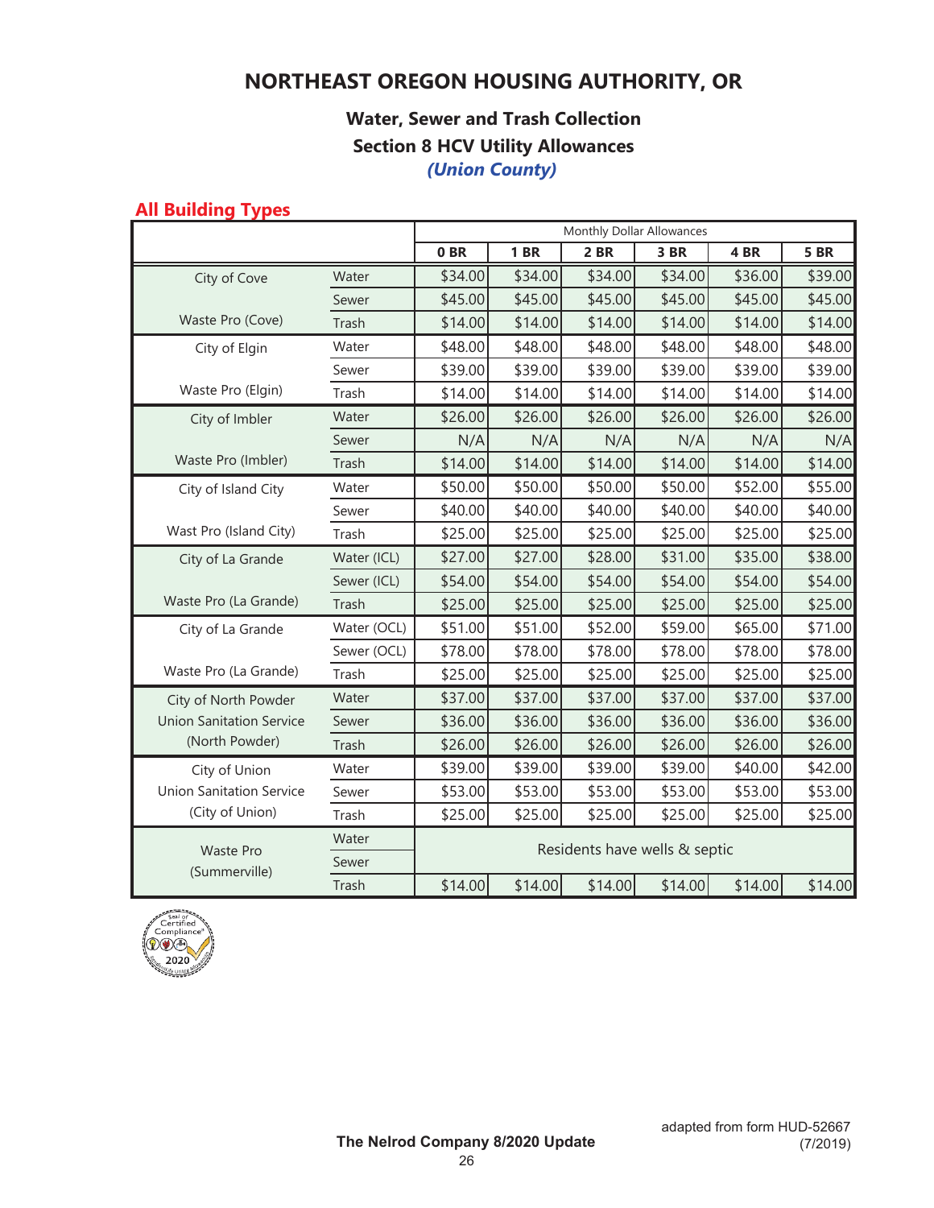# NORTHEAST OREGON HOUSING AUTHORITY, OR

## Water, Sewer and Trash Collection
## Section 8 HCV Utility Allowances
### *(Union County)*

### All Building Types

| | | Monthly Dollar Allowances | | | | | |
|---|---|---|---|---|---|---|---|
| | | **0 BR** | **1 BR** | **2 BR** | **3 BR** | **4 BR** | **5 BR** |
| City of Cove | Water | $34.00 | $34.00 | $34.00 | $34.00 | $36.00 | $39.00 |
| | Sewer | $45.00 | $45.00 | $45.00 | $45.00 | $45.00 | $45.00 |
| Waste Pro (Cove) | Trash | $14.00 | $14.00 | $14.00 | $14.00 | $14.00 | $14.00 |
| City of Elgin | Water | $48.00 | $48.00 | $48.00 | $48.00 | $48.00 | $48.00 |
| | Sewer | $39.00 | $39.00 | $39.00 | $39.00 | $39.00 | $39.00 |
| Waste Pro (Elgin) | Trash | $14.00 | $14.00 | $14.00 | $14.00 | $14.00 | $14.00 |
| City of Imbler | Water | $26.00 | $26.00 | $26.00 | $26.00 | $26.00 | $26.00 |
| | Sewer | N/A | N/A | N/A | N/A | N/A | N/A |
| Waste Pro (Imbler) | Trash | $14.00 | $14.00 | $14.00 | $14.00 | $14.00 | $14.00 |
| City of Island City | Water | $50.00 | $50.00 | $50.00 | $50.00 | $52.00 | $55.00 |
| | Sewer | $40.00 | $40.00 | $40.00 | $40.00 | $40.00 | $40.00 |
| Wast Pro (Island City) | Trash | $25.00 | $25.00 | $25.00 | $25.00 | $25.00 | $25.00 |
| City of La Grande | Water (ICL) | $27.00 | $27.00 | $28.00 | $31.00 | $35.00 | $38.00 |
| | Sewer (ICL) | $54.00 | $54.00 | $54.00 | $54.00 | $54.00 | $54.00 |
| Waste Pro (La Grande) | Trash | $25.00 | $25.00 | $25.00 | $25.00 | $25.00 | $25.00 |
| City of La Grande | Water (OCL) | $51.00 | $51.00 | $52.00 | $59.00 | $65.00 | $71.00 |
| | Sewer (OCL) | $78.00 | $78.00 | $78.00 | $78.00 | $78.00 | $78.00 |
| Waste Pro (La Grande) | Trash | $25.00 | $25.00 | $25.00 | $25.00 | $25.00 | $25.00 |
| City of North Powder | Water | $37.00 | $37.00 | $37.00 | $37.00 | $37.00 | $37.00 |
| Union Sanitation Service | Sewer | $36.00 | $36.00 | $36.00 | $36.00 | $36.00 | $36.00 |
| (North Powder) | Trash | $26.00 | $26.00 | $26.00 | $26.00 | $26.00 | $26.00 |
| City of Union | Water | $39.00 | $39.00 | $39.00 | $39.00 | $40.00 | $42.00 |
| Union Sanitation Service | Sewer | $53.00 | $53.00 | $53.00 | $53.00 | $53.00 | $53.00 |
| (City of Union) | Trash | $25.00 | $25.00 | $25.00 | $25.00 | $25.00 | $25.00 |
| Waste Pro | Water | Residents have wells & septic | | | | | |
| (Summerville) | Sewer | | | | | | |
| | Trash | $14.00 | $14.00 | $14.00 | $14.00 | $14.00 | $14.00 |

Seal of Certified Compliance 2020

The Nelrod Company 8/2020 Update

adapted from form HUD-52667 (7/2019)